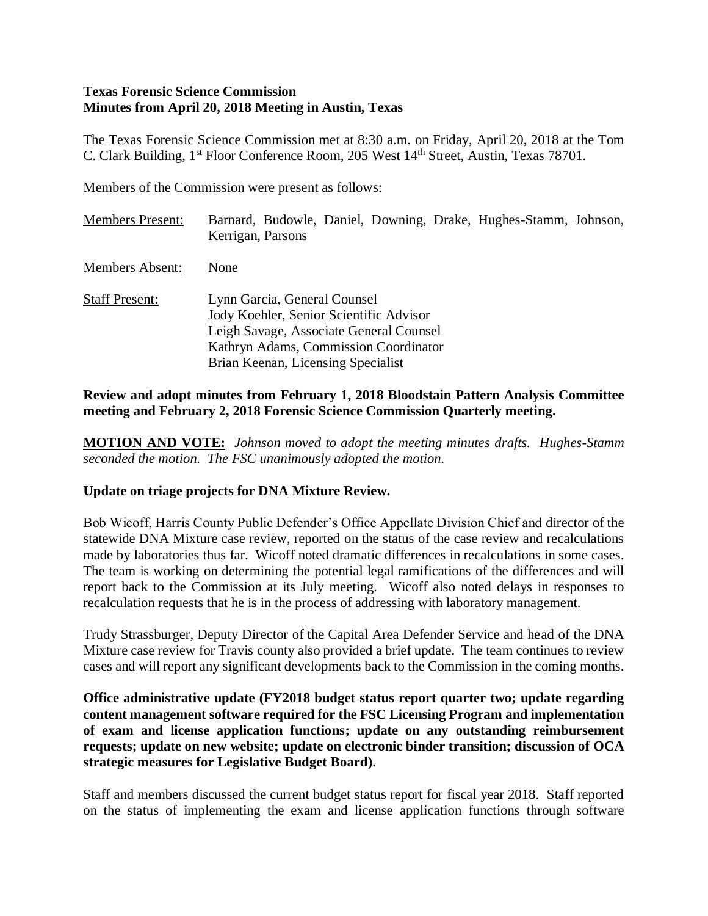**Texas Forensic Science Commission**
**Minutes from April 20, 2018 Meeting in Austin, Texas**

The Texas Forensic Science Commission met at 8:30 a.m. on Friday, April 20, 2018 at the Tom C. Clark Building, 1st Floor Conference Room, 205 West 14th Street, Austin, Texas 78701.

Members of the Commission were present as follows:

| | |
|---|---|
| Members Present: | Barnard, Budowle, Daniel, Downing, Drake, Hughes-Stamm, Johnson, Kerrigan, Parsons |
| Members Absent: | None |
| Staff Present: | Lynn Garcia, General Counsel<br>Jody Koehler, Senior Scientific Advisor<br>Leigh Savage, Associate General Counsel<br>Kathryn Adams, Commission Coordinator<br>Brian Keenan, Licensing Specialist |

**Review and adopt minutes from February 1, 2018 Bloodstain Pattern Analysis Committee meeting and February 2, 2018 Forensic Science Commission Quarterly meeting.**

**MOTION AND VOTE:** *Johnson moved to adopt the meeting minutes drafts. Hughes-Stamm seconded the motion. The FSC unanimously adopted the motion.*

**Update on triage projects for DNA Mixture Review.**

Bob Wicoff, Harris County Public Defender's Office Appellate Division Chief and director of the statewide DNA Mixture case review, reported on the status of the case review and recalculations made by laboratories thus far. Wicoff noted dramatic differences in recalculations in some cases. The team is working on determining the potential legal ramifications of the differences and will report back to the Commission at its July meeting. Wicoff also noted delays in responses to recalculation requests that he is in the process of addressing with laboratory management.

Trudy Strassburger, Deputy Director of the Capital Area Defender Service and head of the DNA Mixture case review for Travis county also provided a brief update. The team continues to review cases and will report any significant developments back to the Commission in the coming months.

**Office administrative update (FY2018 budget status report quarter two; update regarding content management software required for the FSC Licensing Program and implementation of exam and license application functions; update on any outstanding reimbursement requests; update on new website; update on electronic binder transition; discussion of OCA strategic measures for Legislative Budget Board).**

Staff and members discussed the current budget status report for fiscal year 2018. Staff reported on the status of implementing the exam and license application functions through software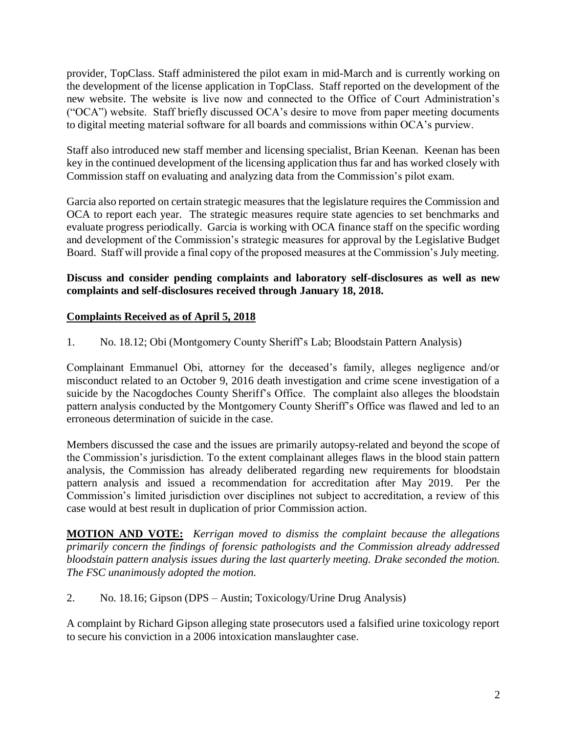provider, TopClass. Staff administered the pilot exam in mid-March and is currently working on the development of the license application in TopClass. Staff reported on the development of the new website. The website is live now and connected to the Office of Court Administration's ("OCA") website. Staff briefly discussed OCA's desire to move from paper meeting documents to digital meeting material software for all boards and commissions within OCA's purview.

Staff also introduced new staff member and licensing specialist, Brian Keenan. Keenan has been key in the continued development of the licensing application thus far and has worked closely with Commission staff on evaluating and analyzing data from the Commission's pilot exam.

Garcia also reported on certain strategic measures that the legislature requires the Commission and OCA to report each year. The strategic measures require state agencies to set benchmarks and evaluate progress periodically. Garcia is working with OCA finance staff on the specific wording and development of the Commission's strategic measures for approval by the Legislative Budget Board. Staff will provide a final copy of the proposed measures at the Commission's July meeting.

**Discuss and consider pending complaints and laboratory self-disclosures as well as new complaints and self-disclosures received through January 18, 2018.**

**Complaints Received as of April 5, 2018**

1. No. 18.12; Obi (Montgomery County Sheriff's Lab; Bloodstain Pattern Analysis)

Complainant Emmanuel Obi, attorney for the deceased's family, alleges negligence and/or misconduct related to an October 9, 2016 death investigation and crime scene investigation of a suicide by the Nacogdoches County Sheriff's Office. The complaint also alleges the bloodstain pattern analysis conducted by the Montgomery County Sheriff's Office was flawed and led to an erroneous determination of suicide in the case.

Members discussed the case and the issues are primarily autopsy-related and beyond the scope of the Commission's jurisdiction. To the extent complainant alleges flaws in the blood stain pattern analysis, the Commission has already deliberated regarding new requirements for bloodstain pattern analysis and issued a recommendation for accreditation after May 2019. Per the Commission's limited jurisdiction over disciplines not subject to accreditation, a review of this case would at best result in duplication of prior Commission action.

**MOTION AND VOTE:** *Kerrigan moved to dismiss the complaint because the allegations primarily concern the findings of forensic pathologists and the Commission already addressed bloodstain pattern analysis issues during the last quarterly meeting. Drake seconded the motion. The FSC unanimously adopted the motion.*

2. No. 18.16; Gipson (DPS – Austin; Toxicology/Urine Drug Analysis)

A complaint by Richard Gipson alleging state prosecutors used a falsified urine toxicology report to secure his conviction in a 2006 intoxication manslaughter case.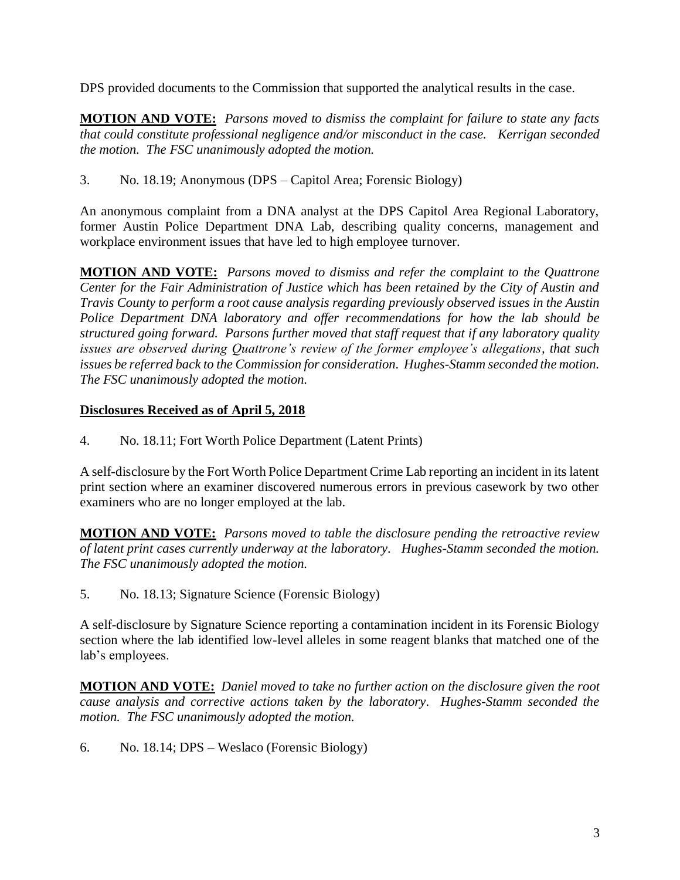DPS provided documents to the Commission that supported the analytical results in the case.

**MOTION AND VOTE:** *Parsons moved to dismiss the complaint for failure to state any facts that could constitute professional negligence and/or misconduct in the case. Kerrigan seconded the motion. The FSC unanimously adopted the motion.*

3. No. 18.19; Anonymous (DPS – Capitol Area; Forensic Biology)

An anonymous complaint from a DNA analyst at the DPS Capitol Area Regional Laboratory, former Austin Police Department DNA Lab, describing quality concerns, management and workplace environment issues that have led to high employee turnover.

**MOTION AND VOTE:** *Parsons moved to dismiss and refer the complaint to the Quattrone Center for the Fair Administration of Justice which has been retained by the City of Austin and Travis County to perform a root cause analysis regarding previously observed issues in the Austin Police Department DNA laboratory and offer recommendations for how the lab should be structured going forward. Parsons further moved that staff request that if any laboratory quality issues are observed during Quattrone's review of the former employee's allegations, that such issues be referred back to the Commission for consideration. Hughes-Stamm seconded the motion. The FSC unanimously adopted the motion.*

## Disclosures Received as of April 5, 2018

4. No. 18.11; Fort Worth Police Department (Latent Prints)

A self-disclosure by the Fort Worth Police Department Crime Lab reporting an incident in its latent print section where an examiner discovered numerous errors in previous casework by two other examiners who are no longer employed at the lab.

**MOTION AND VOTE:** *Parsons moved to table the disclosure pending the retroactive review of latent print cases currently underway at the laboratory. Hughes-Stamm seconded the motion. The FSC unanimously adopted the motion.*

5. No. 18.13; Signature Science (Forensic Biology)

A self-disclosure by Signature Science reporting a contamination incident in its Forensic Biology section where the lab identified low-level alleles in some reagent blanks that matched one of the lab's employees.

**MOTION AND VOTE:** *Daniel moved to take no further action on the disclosure given the root cause analysis and corrective actions taken by the laboratory. Hughes-Stamm seconded the motion. The FSC unanimously adopted the motion.*

6. No. 18.14; DPS – Weslaco (Forensic Biology)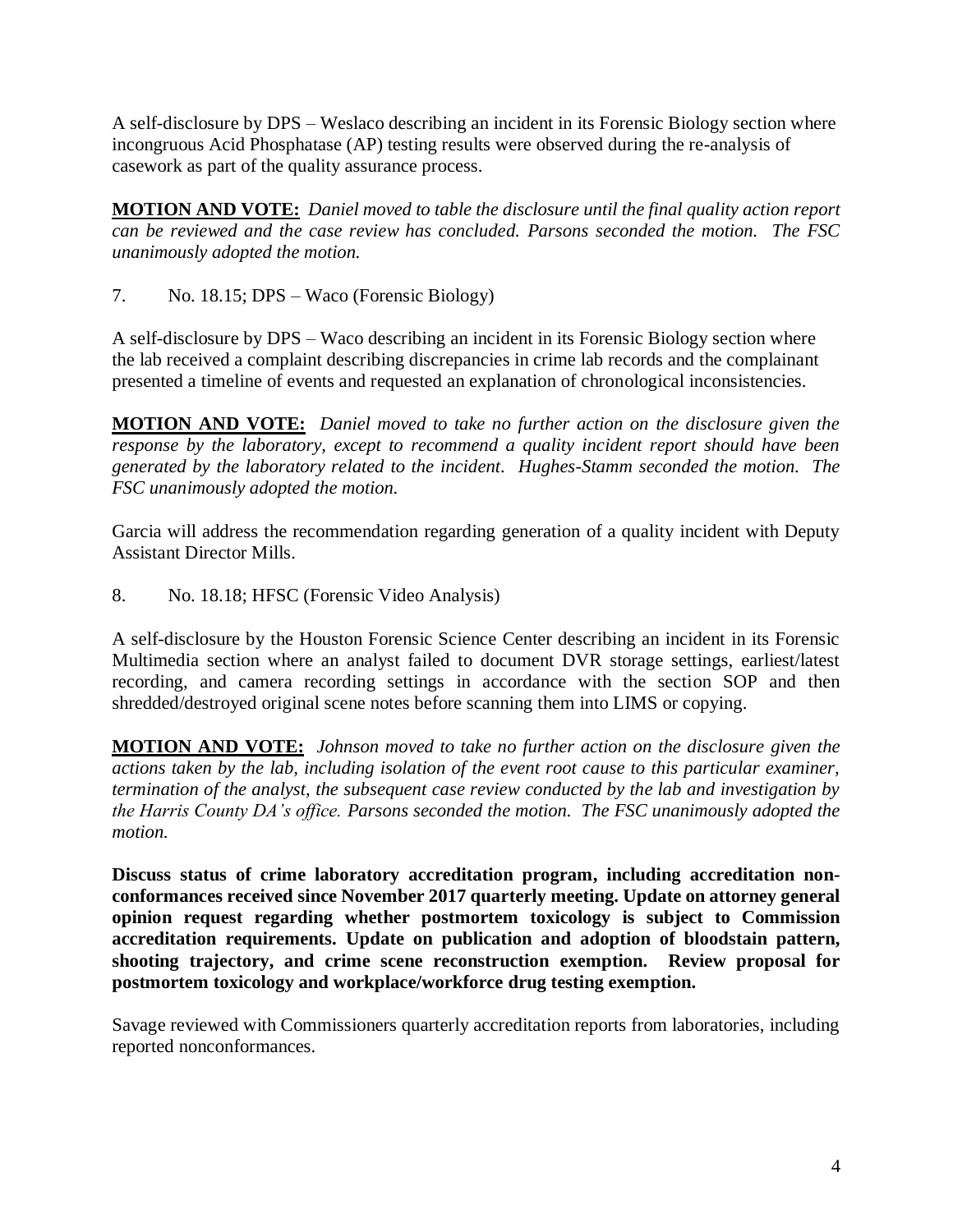A self-disclosure by DPS – Weslaco describing an incident in its Forensic Biology section where incongruous Acid Phosphatase (AP) testing results were observed during the re-analysis of casework as part of the quality assurance process.

**MOTION AND VOTE:** *Daniel moved to table the disclosure until the final quality action report can be reviewed and the case review has concluded. Parsons seconded the motion. The FSC unanimously adopted the motion.*

7. No. 18.15; DPS – Waco (Forensic Biology)

A self-disclosure by DPS – Waco describing an incident in its Forensic Biology section where the lab received a complaint describing discrepancies in crime lab records and the complainant presented a timeline of events and requested an explanation of chronological inconsistencies.

**MOTION AND VOTE:** *Daniel moved to take no further action on the disclosure given the response by the laboratory, except to recommend a quality incident report should have been generated by the laboratory related to the incident. Hughes-Stamm seconded the motion. The FSC unanimously adopted the motion.*

Garcia will address the recommendation regarding generation of a quality incident with Deputy Assistant Director Mills.

8. No. 18.18; HFSC (Forensic Video Analysis)

A self-disclosure by the Houston Forensic Science Center describing an incident in its Forensic Multimedia section where an analyst failed to document DVR storage settings, earliest/latest recording, and camera recording settings in accordance with the section SOP and then shredded/destroyed original scene notes before scanning them into LIMS or copying.

**MOTION AND VOTE:** *Johnson moved to take no further action on the disclosure given the actions taken by the lab, including isolation of the event root cause to this particular examiner, termination of the analyst, the subsequent case review conducted by the lab and investigation by the Harris County DA's office. Parsons seconded the motion. The FSC unanimously adopted the motion.*

**Discuss status of crime laboratory accreditation program, including accreditation non-conformances received since November 2017 quarterly meeting. Update on attorney general opinion request regarding whether postmortem toxicology is subject to Commission accreditation requirements. Update on publication and adoption of bloodstain pattern, shooting trajectory, and crime scene reconstruction exemption. Review proposal for postmortem toxicology and workplace/workforce drug testing exemption.**

Savage reviewed with Commissioners quarterly accreditation reports from laboratories, including reported nonconformances.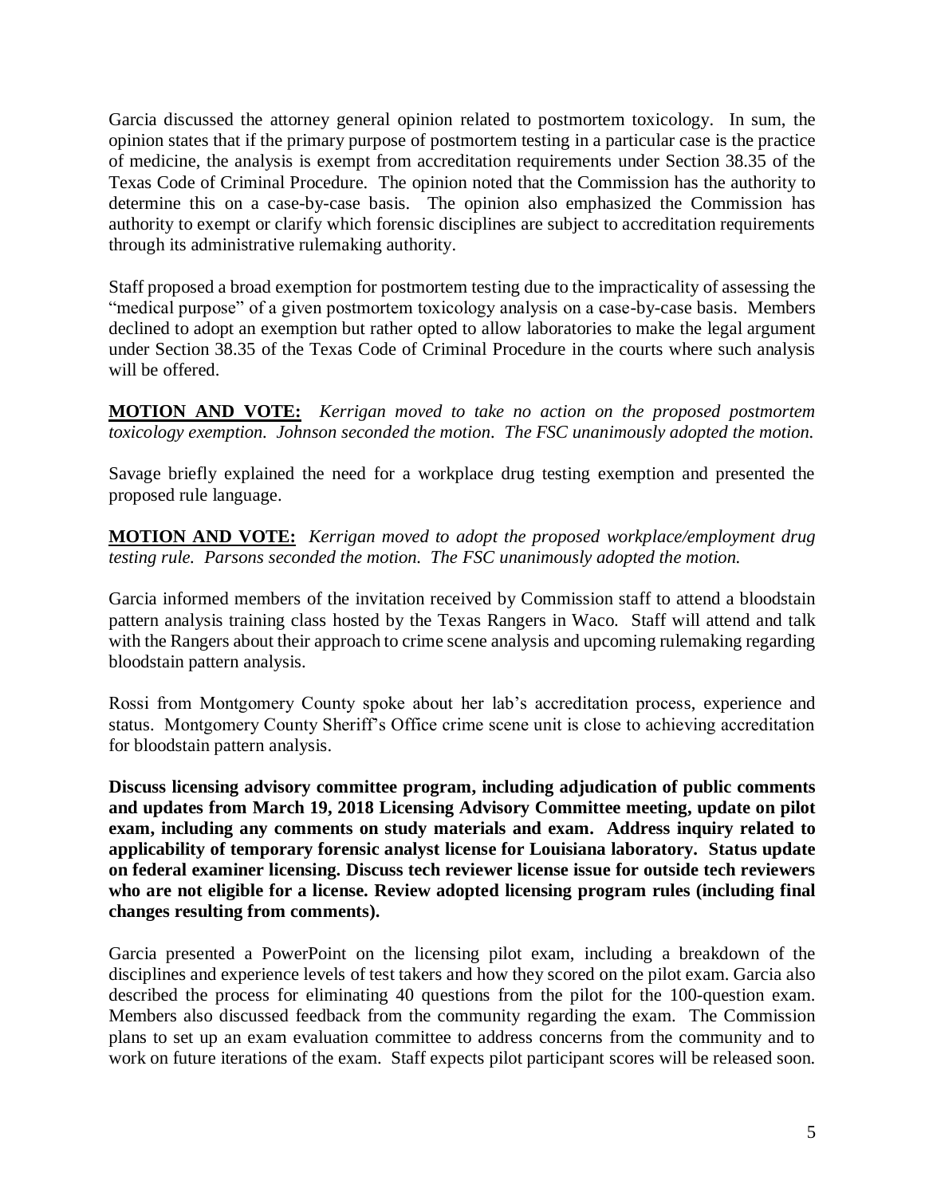Garcia discussed the attorney general opinion related to postmortem toxicology. In sum, the opinion states that if the primary purpose of postmortem testing in a particular case is the practice of medicine, the analysis is exempt from accreditation requirements under Section 38.35 of the Texas Code of Criminal Procedure. The opinion noted that the Commission has the authority to determine this on a case-by-case basis. The opinion also emphasized the Commission has authority to exempt or clarify which forensic disciplines are subject to accreditation requirements through its administrative rulemaking authority.

Staff proposed a broad exemption for postmortem testing due to the impracticality of assessing the "medical purpose" of a given postmortem toxicology analysis on a case-by-case basis. Members declined to adopt an exemption but rather opted to allow laboratories to make the legal argument under Section 38.35 of the Texas Code of Criminal Procedure in the courts where such analysis will be offered.

**MOTION AND VOTE:** *Kerrigan moved to take no action on the proposed postmortem toxicology exemption. Johnson seconded the motion. The FSC unanimously adopted the motion.*

Savage briefly explained the need for a workplace drug testing exemption and presented the proposed rule language.

**MOTION AND VOTE:** *Kerrigan moved to adopt the proposed workplace/employment drug testing rule. Parsons seconded the motion. The FSC unanimously adopted the motion.*

Garcia informed members of the invitation received by Commission staff to attend a bloodstain pattern analysis training class hosted by the Texas Rangers in Waco. Staff will attend and talk with the Rangers about their approach to crime scene analysis and upcoming rulemaking regarding bloodstain pattern analysis.

Rossi from Montgomery County spoke about her lab's accreditation process, experience and status. Montgomery County Sheriff's Office crime scene unit is close to achieving accreditation for bloodstain pattern analysis.

**Discuss licensing advisory committee program, including adjudication of public comments and updates from March 19, 2018 Licensing Advisory Committee meeting, update on pilot exam, including any comments on study materials and exam. Address inquiry related to applicability of temporary forensic analyst license for Louisiana laboratory. Status update on federal examiner licensing. Discuss tech reviewer license issue for outside tech reviewers who are not eligible for a license. Review adopted licensing program rules (including final changes resulting from comments).**

Garcia presented a PowerPoint on the licensing pilot exam, including a breakdown of the disciplines and experience levels of test takers and how they scored on the pilot exam. Garcia also described the process for eliminating 40 questions from the pilot for the 100-question exam. Members also discussed feedback from the community regarding the exam. The Commission plans to set up an exam evaluation committee to address concerns from the community and to work on future iterations of the exam. Staff expects pilot participant scores will be released soon.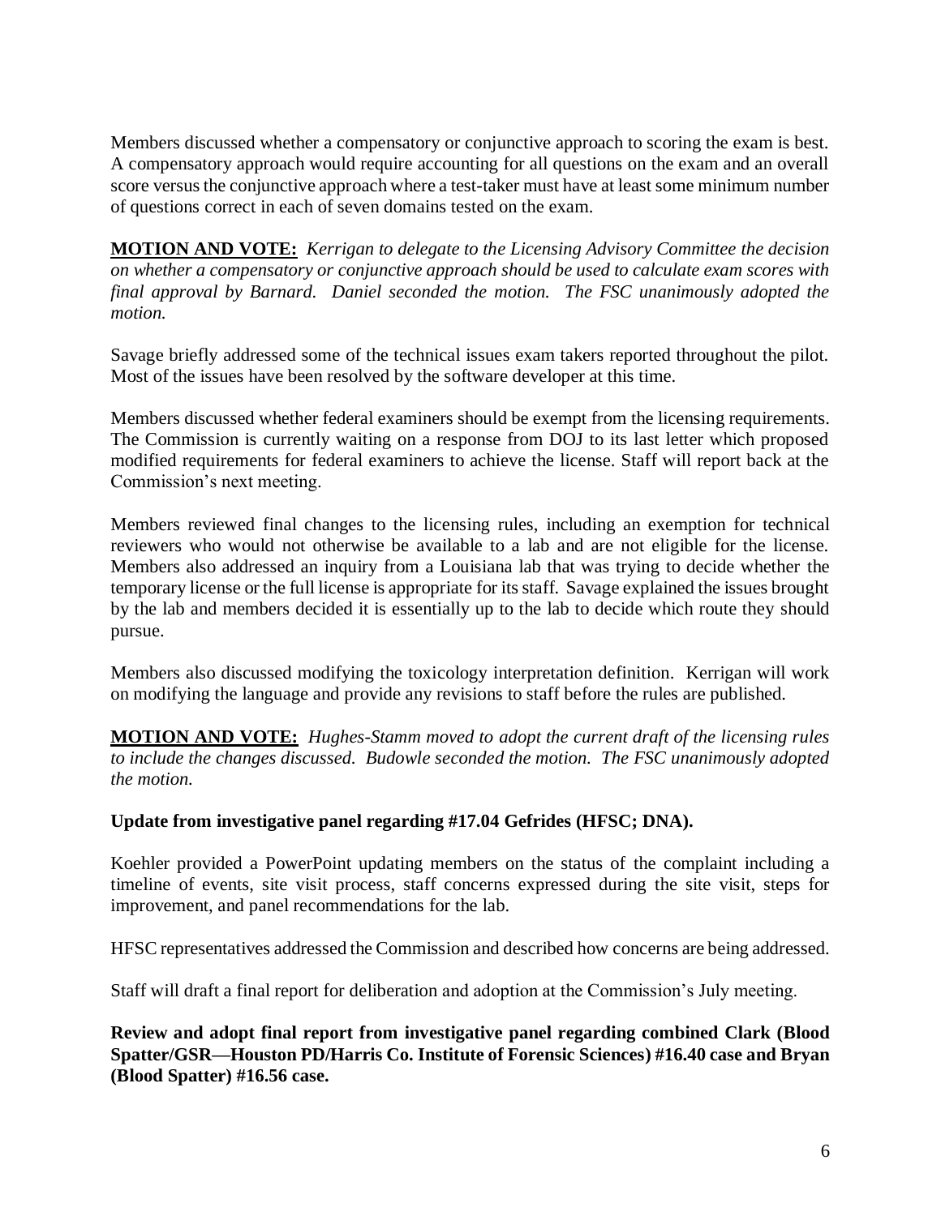Members discussed whether a compensatory or conjunctive approach to scoring the exam is best. A compensatory approach would require accounting for all questions on the exam and an overall score versus the conjunctive approach where a test-taker must have at least some minimum number of questions correct in each of seven domains tested on the exam.

**MOTION AND VOTE:** *Kerrigan to delegate to the Licensing Advisory Committee the decision on whether a compensatory or conjunctive approach should be used to calculate exam scores with final approval by Barnard. Daniel seconded the motion. The FSC unanimously adopted the motion.*

Savage briefly addressed some of the technical issues exam takers reported throughout the pilot. Most of the issues have been resolved by the software developer at this time.

Members discussed whether federal examiners should be exempt from the licensing requirements. The Commission is currently waiting on a response from DOJ to its last letter which proposed modified requirements for federal examiners to achieve the license. Staff will report back at the Commission's next meeting.

Members reviewed final changes to the licensing rules, including an exemption for technical reviewers who would not otherwise be available to a lab and are not eligible for the license. Members also addressed an inquiry from a Louisiana lab that was trying to decide whether the temporary license or the full license is appropriate for its staff. Savage explained the issues brought by the lab and members decided it is essentially up to the lab to decide which route they should pursue.

Members also discussed modifying the toxicology interpretation definition. Kerrigan will work on modifying the language and provide any revisions to staff before the rules are published.

**MOTION AND VOTE:** *Hughes-Stamm moved to adopt the current draft of the licensing rules to include the changes discussed. Budowle seconded the motion. The FSC unanimously adopted the motion.*

**Update from investigative panel regarding #17.04 Gefrides (HFSC; DNA).**

Koehler provided a PowerPoint updating members on the status of the complaint including a timeline of events, site visit process, staff concerns expressed during the site visit, steps for improvement, and panel recommendations for the lab.

HFSC representatives addressed the Commission and described how concerns are being addressed.

Staff will draft a final report for deliberation and adoption at the Commission's July meeting.

**Review and adopt final report from investigative panel regarding combined Clark (Blood Spatter/GSR—Houston PD/Harris Co. Institute of Forensic Sciences) #16.40 case and Bryan (Blood Spatter) #16.56 case.**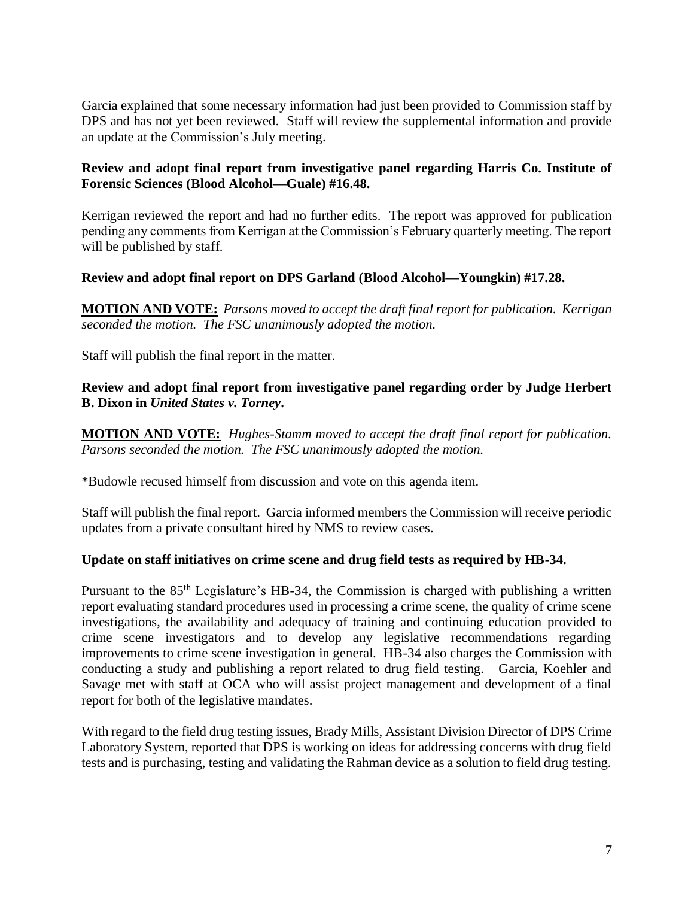Garcia explained that some necessary information had just been provided to Commission staff by DPS and has not yet been reviewed. Staff will review the supplemental information and provide an update at the Commission's July meeting.

**Review and adopt final report from investigative panel regarding Harris Co. Institute of Forensic Sciences (Blood Alcohol—Guale) #16.48.**

Kerrigan reviewed the report and had no further edits. The report was approved for publication pending any comments from Kerrigan at the Commission's February quarterly meeting. The report will be published by staff.

**Review and adopt final report on DPS Garland (Blood Alcohol—Youngkin) #17.28.**

**MOTION AND VOTE:** *Parsons moved to accept the draft final report for publication. Kerrigan seconded the motion. The FSC unanimously adopted the motion.*

Staff will publish the final report in the matter.

**Review and adopt final report from investigative panel regarding order by Judge Herbert B. Dixon in *United States v. Torney*.**

**MOTION AND VOTE:** *Hughes-Stamm moved to accept the draft final report for publication. Parsons seconded the motion. The FSC unanimously adopted the motion.*

*Budowle recused himself from discussion and vote on this agenda item.

Staff will publish the final report. Garcia informed members the Commission will receive periodic updates from a private consultant hired by NMS to review cases.

**Update on staff initiatives on crime scene and drug field tests as required by HB-34.**

Pursuant to the 85th Legislature's HB-34, the Commission is charged with publishing a written report evaluating standard procedures used in processing a crime scene, the quality of crime scene investigations, the availability and adequacy of training and continuing education provided to crime scene investigators and to develop any legislative recommendations regarding improvements to crime scene investigation in general. HB-34 also charges the Commission with conducting a study and publishing a report related to drug field testing. Garcia, Koehler and Savage met with staff at OCA who will assist project management and development of a final report for both of the legislative mandates.

With regard to the field drug testing issues, Brady Mills, Assistant Division Director of DPS Crime Laboratory System, reported that DPS is working on ideas for addressing concerns with drug field tests and is purchasing, testing and validating the Rahman device as a solution to field drug testing.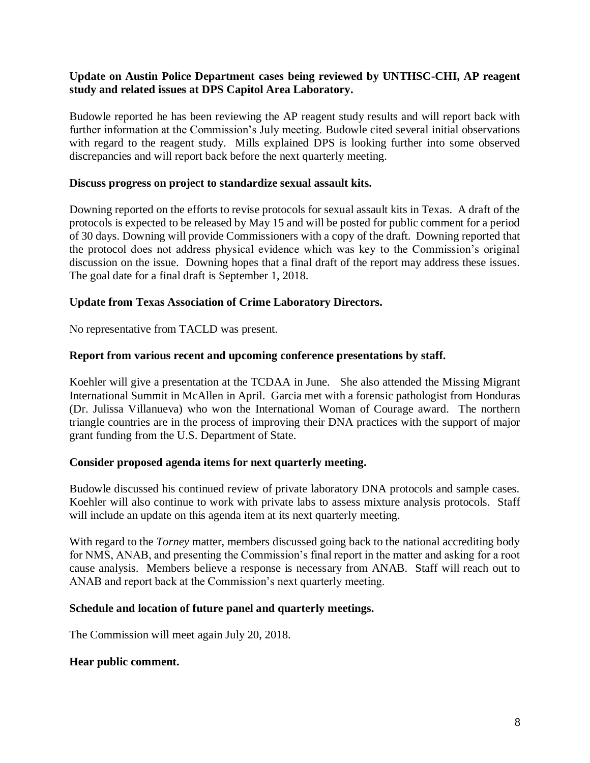**Update on Austin Police Department cases being reviewed by UNTHSC-CHI, AP reagent study and related issues at DPS Capitol Area Laboratory.**

Budowle reported he has been reviewing the AP reagent study results and will report back with further information at the Commission's July meeting. Budowle cited several initial observations with regard to the reagent study. Mills explained DPS is looking further into some observed discrepancies and will report back before the next quarterly meeting.

**Discuss progress on project to standardize sexual assault kits.**

Downing reported on the efforts to revise protocols for sexual assault kits in Texas. A draft of the protocols is expected to be released by May 15 and will be posted for public comment for a period of 30 days. Downing will provide Commissioners with a copy of the draft. Downing reported that the protocol does not address physical evidence which was key to the Commission's original discussion on the issue. Downing hopes that a final draft of the report may address these issues. The goal date for a final draft is September 1, 2018.

**Update from Texas Association of Crime Laboratory Directors.**

No representative from TACLD was present.

**Report from various recent and upcoming conference presentations by staff.**

Koehler will give a presentation at the TCDAA in June. She also attended the Missing Migrant International Summit in McAllen in April. Garcia met with a forensic pathologist from Honduras (Dr. Julissa Villanueva) who won the International Woman of Courage award. The northern triangle countries are in the process of improving their DNA practices with the support of major grant funding from the U.S. Department of State.

**Consider proposed agenda items for next quarterly meeting.**

Budowle discussed his continued review of private laboratory DNA protocols and sample cases. Koehler will also continue to work with private labs to assess mixture analysis protocols. Staff will include an update on this agenda item at its next quarterly meeting.

With regard to the *Torney* matter, members discussed going back to the national accrediting body for NMS, ANAB, and presenting the Commission's final report in the matter and asking for a root cause analysis. Members believe a response is necessary from ANAB. Staff will reach out to ANAB and report back at the Commission's next quarterly meeting.

**Schedule and location of future panel and quarterly meetings.**

The Commission will meet again July 20, 2018.

**Hear public comment.**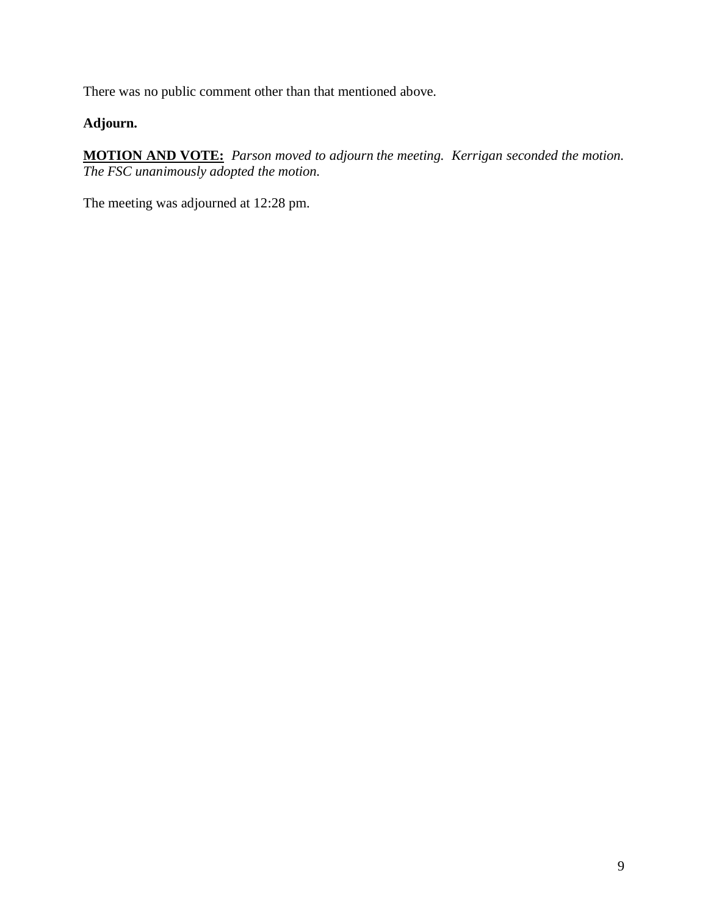There was no public comment other than that mentioned above.

**Adjourn.**

**MOTION AND VOTE:** *Parson moved to adjourn the meeting. Kerrigan seconded the motion. The FSC unanimously adopted the motion.*

The meeting was adjourned at 12:28 pm.